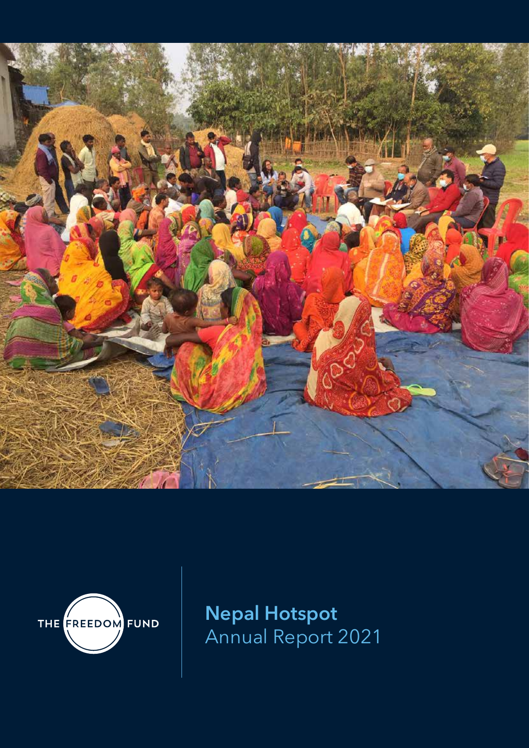THE FREEDOM FUND

# Nepal Hotspot
Annual Report 2021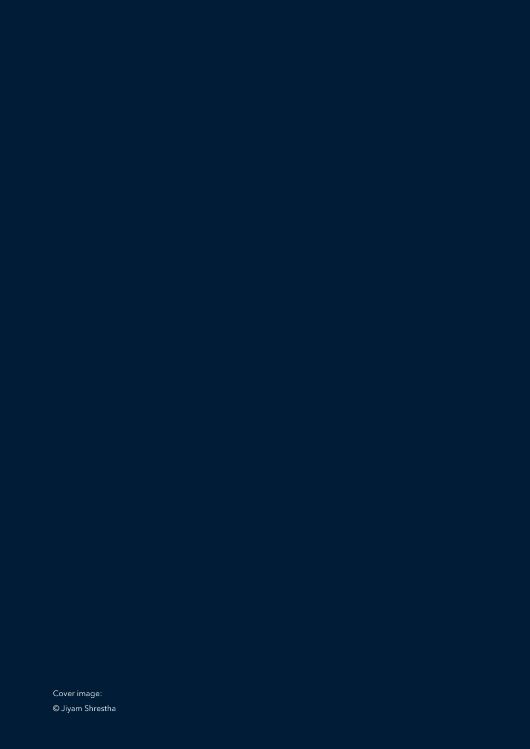Cover image:

© Jiyam Shrestha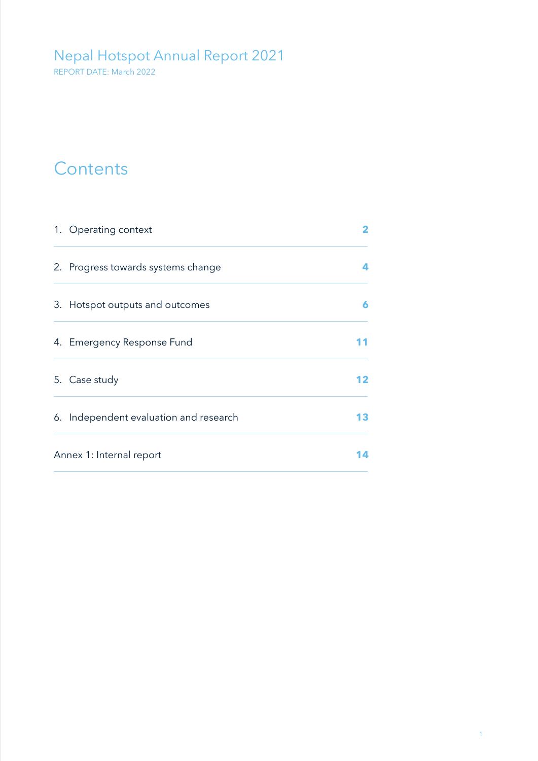# Nepal Hotspot Annual Report 2021

REPORT DATE: March 2022

## Contents

| | |
|---|---|
| 1. Operating context | 2 |
| 2. Progress towards systems change | 4 |
| 3. Hotspot outputs and outcomes | 6 |
| 4. Emergency Response Fund | 11 |
| 5. Case study | 12 |
| 6. Independent evaluation and research | 13 |
| Annex 1: Internal report | 14 |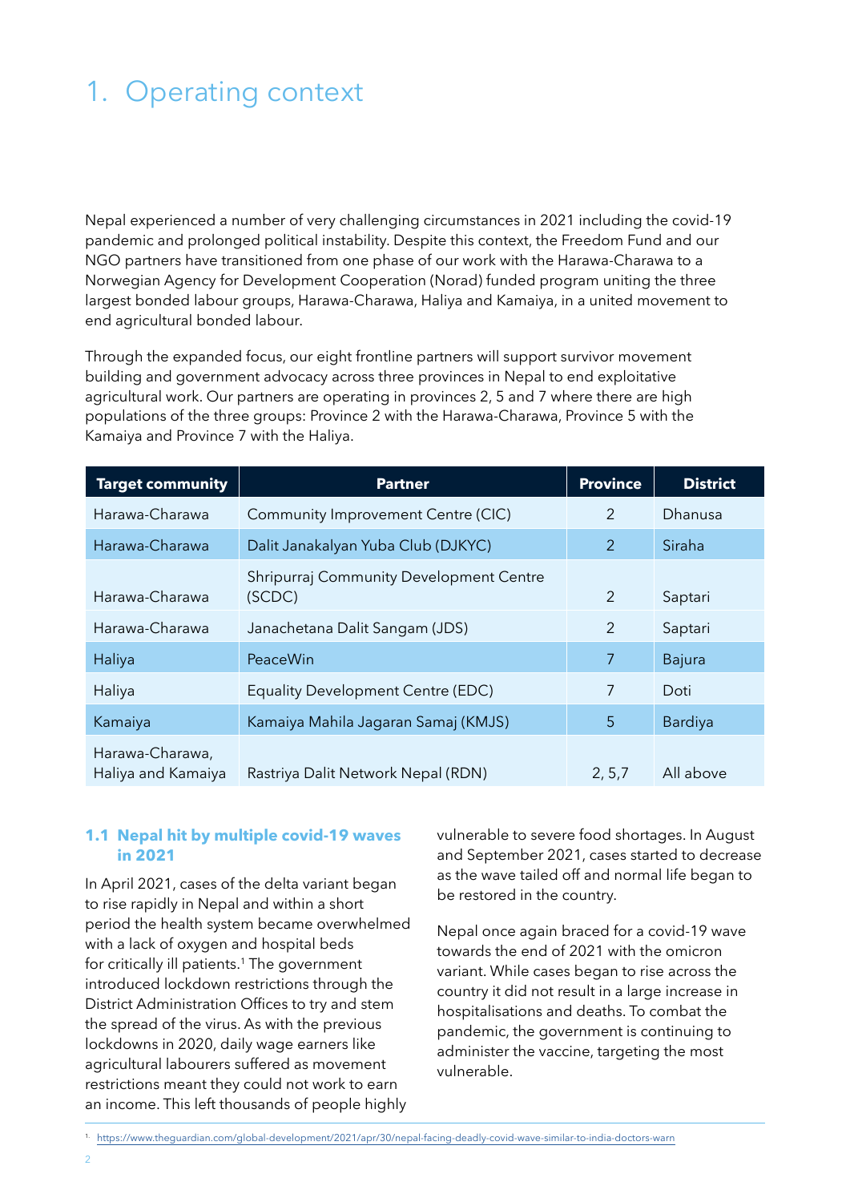# 1. Operating context

Nepal experienced a number of very challenging circumstances in 2021 including the covid-19 pandemic and prolonged political instability. Despite this context, the Freedom Fund and our NGO partners have transitioned from one phase of our work with the Harawa-Charawa to a Norwegian Agency for Development Cooperation (Norad) funded program uniting the three largest bonded labour groups, Harawa-Charawa, Haliya and Kamaiya, in a united movement to end agricultural bonded labour.

Through the expanded focus, our eight frontline partners will support survivor movement building and government advocacy across three provinces in Nepal to end exploitative agricultural work. Our partners are operating in provinces 2, 5 and 7 where there are high populations of the three groups: Province 2 with the Harawa-Charawa, Province 5 with the Kamaiya and Province 7 with the Haliya.

| Target community | Partner | Province | District |
|---|---|---|---|
| Harawa-Charawa | Community Improvement Centre (CIC) | 2 | Dhanusa |
| Harawa-Charawa | Dalit Janakalyan Yuba Club (DJKYC) | 2 | Siraha |
| Harawa-Charawa | Shripurraj Community Development Centre (SCDC) | 2 | Saptari |
| Harawa-Charawa | Janachetana Dalit Sangam (JDS) | 2 | Saptari |
| Haliya | PeaceWin | 7 | Bajura |
| Haliya | Equality Development Centre (EDC) | 7 | Doti |
| Kamaiya | Kamaiya Mahila Jagaran Samaj (KMJS) | 5 | Bardiya |
| Harawa-Charawa, Haliya and Kamaiya | Rastriya Dalit Network Nepal (RDN) | 2, 5,7 | All above |

### 1.1 Nepal hit by multiple covid-19 waves in 2021

In April 2021, cases of the delta variant began to rise rapidly in Nepal and within a short period the health system became overwhelmed with a lack of oxygen and hospital beds for critically ill patients.[1] The government introduced lockdown restrictions through the District Administration Offices to try and stem the spread of the virus. As with the previous lockdowns in 2020, daily wage earners like agricultural labourers suffered as movement restrictions meant they could not work to earn an income. This left thousands of people highly vulnerable to severe food shortages. In August and September 2021, cases started to decrease as the wave tailed off and normal life began to be restored in the country.

Nepal once again braced for a covid-19 wave towards the end of 2021 with the omicron variant. While cases began to rise across the country it did not result in a large increase in hospitalisations and deaths. To combat the pandemic, the government is continuing to administer the vaccine, targeting the most vulnerable.

[1] https://www.theguardian.com/global-development/2021/apr/30/nepal-facing-deadly-covid-wave-similar-to-india-doctors-warn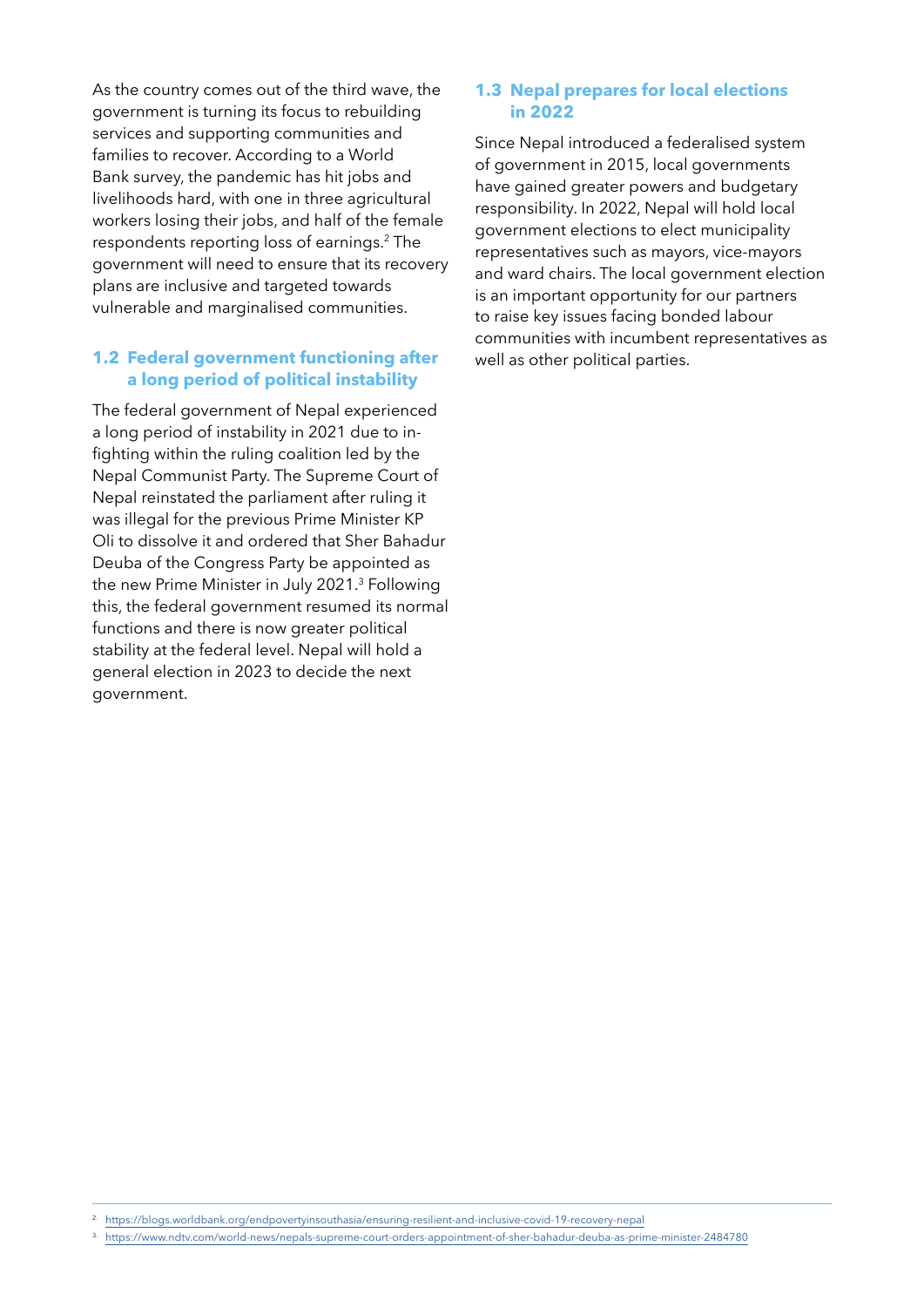As the country comes out of the third wave, the government is turning its focus to rebuilding services and supporting communities and families to recover. According to a World Bank survey, the pandemic has hit jobs and livelihoods hard, with one in three agricultural workers losing their jobs, and half of the female respondents reporting loss of earnings.[2] The government will need to ensure that its recovery plans are inclusive and targeted towards vulnerable and marginalised communities.

### 1.2 Federal government functioning after a long period of political instability

The federal government of Nepal experienced a long period of instability in 2021 due to in-fighting within the ruling coalition led by the Nepal Communist Party. The Supreme Court of Nepal reinstated the parliament after ruling it was illegal for the previous Prime Minister KP Oli to dissolve it and ordered that Sher Bahadur Deuba of the Congress Party be appointed as the new Prime Minister in July 2021.[3] Following this, the federal government resumed its normal functions and there is now greater political stability at the federal level. Nepal will hold a general election in 2023 to decide the next government.

### 1.3 Nepal prepares for local elections in 2022

Since Nepal introduced a federalised system of government in 2015, local governments have gained greater powers and budgetary responsibility. In 2022, Nepal will hold local government elections to elect municipality representatives such as mayors, vice-mayors and ward chairs. The local government election is an important opportunity for our partners to raise key issues facing bonded labour communities with incumbent representatives as well as other political parties.

---

[2] https://blogs.worldbank.org/endpovertyinsouthasia/ensuring-resilient-and-inclusive-covid-19-recovery-nepal

[3] https://www.ndtv.com/world-news/nepals-supreme-court-orders-appointment-of-sher-bahadur-deuba-as-prime-minister-2484780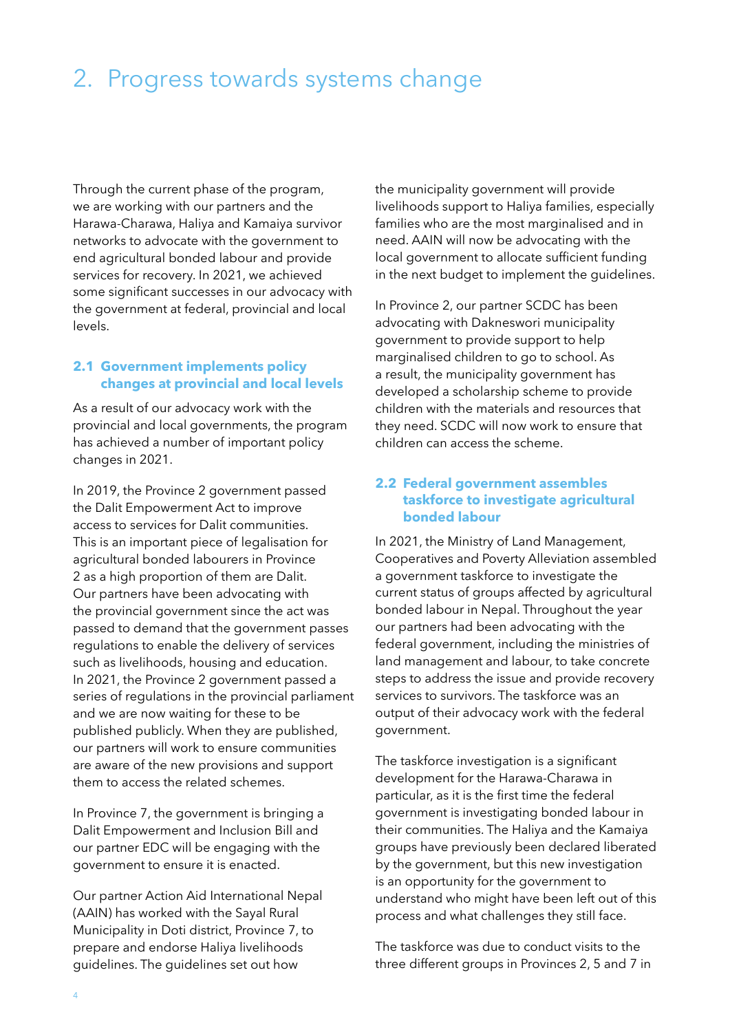# 2. Progress towards systems change

Through the current phase of the program, we are working with our partners and the Harawa-Charawa, Haliya and Kamaiya survivor networks to advocate with the government to end agricultural bonded labour and provide services for recovery. In 2021, we achieved some significant successes in our advocacy with the government at federal, provincial and local levels.

## 2.1 Government implements policy changes at provincial and local levels

As a result of our advocacy work with the provincial and local governments, the program has achieved a number of important policy changes in 2021.

In 2019, the Province 2 government passed the Dalit Empowerment Act to improve access to services for Dalit communities. This is an important piece of legalisation for agricultural bonded labourers in Province 2 as a high proportion of them are Dalit. Our partners have been advocating with the provincial government since the act was passed to demand that the government passes regulations to enable the delivery of services such as livelihoods, housing and education. In 2021, the Province 2 government passed a series of regulations in the provincial parliament and we are now waiting for these to be published publicly. When they are published, our partners will work to ensure communities are aware of the new provisions and support them to access the related schemes.

In Province 7, the government is bringing a Dalit Empowerment and Inclusion Bill and our partner EDC will be engaging with the government to ensure it is enacted.

Our partner Action Aid International Nepal (AAIN) has worked with the Sayal Rural Municipality in Doti district, Province 7, to prepare and endorse Haliya livelihoods guidelines. The guidelines set out how the municipality government will provide livelihoods support to Haliya families, especially families who are the most marginalised and in need. AAIN will now be advocating with the local government to allocate sufficient funding in the next budget to implement the guidelines.

In Province 2, our partner SCDC has been advocating with Dakneswori municipality government to provide support to help marginalised children to go to school. As a result, the municipality government has developed a scholarship scheme to provide children with the materials and resources that they need. SCDC will now work to ensure that children can access the scheme.

## 2.2 Federal government assembles taskforce to investigate agricultural bonded labour

In 2021, the Ministry of Land Management, Cooperatives and Poverty Alleviation assembled a government taskforce to investigate the current status of groups affected by agricultural bonded labour in Nepal. Throughout the year our partners had been advocating with the federal government, including the ministries of land management and labour, to take concrete steps to address the issue and provide recovery services to survivors. The taskforce was an output of their advocacy work with the federal government.

The taskforce investigation is a significant development for the Harawa-Charawa in particular, as it is the first time the federal government is investigating bonded labour in their communities. The Haliya and the Kamaiya groups have previously been declared liberated by the government, but this new investigation is an opportunity for the government to understand who might have been left out of this process and what challenges they still face.

The taskforce was due to conduct visits to the three different groups in Provinces 2, 5 and 7 in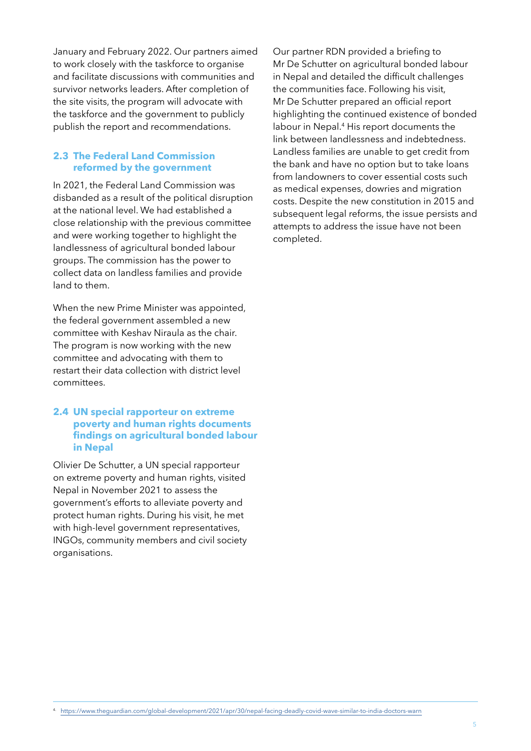January and February 2022. Our partners aimed to work closely with the taskforce to organise and facilitate discussions with communities and survivor networks leaders. After completion of the site visits, the program will advocate with the taskforce and the government to publicly publish the report and recommendations.

### 2.3 The Federal Land Commission reformed by the government

In 2021, the Federal Land Commission was disbanded as a result of the political disruption at the national level. We had established a close relationship with the previous committee and were working together to highlight the landlessness of agricultural bonded labour groups. The commission has the power to collect data on landless families and provide land to them.

When the new Prime Minister was appointed, the federal government assembled a new committee with Keshav Niraula as the chair. The program is now working with the new committee and advocating with them to restart their data collection with district level committees.

### 2.4 UN special rapporteur on extreme poverty and human rights documents findings on agricultural bonded labour in Nepal

Olivier De Schutter, a UN special rapporteur on extreme poverty and human rights, visited Nepal in November 2021 to assess the government's efforts to alleviate poverty and protect human rights. During his visit, he met with high-level government representatives, INGOs, community members and civil society organisations.

Our partner RDN provided a briefing to Mr De Schutter on agricultural bonded labour in Nepal and detailed the difficult challenges the communities face. Following his visit, Mr De Schutter prepared an official report highlighting the continued existence of bonded labour in Nepal.[4] His report documents the link between landlessness and indebtedness. Landless families are unable to get credit from the bank and have no option but to take loans from landowners to cover essential costs such as medical expenses, dowries and migration costs. Despite the new constitution in 2015 and subsequent legal reforms, the issue persists and attempts to address the issue have not been completed.

---

[4] https://www.theguardian.com/global-development/2021/apr/30/nepal-facing-deadly-covid-wave-similar-to-india-doctors-warn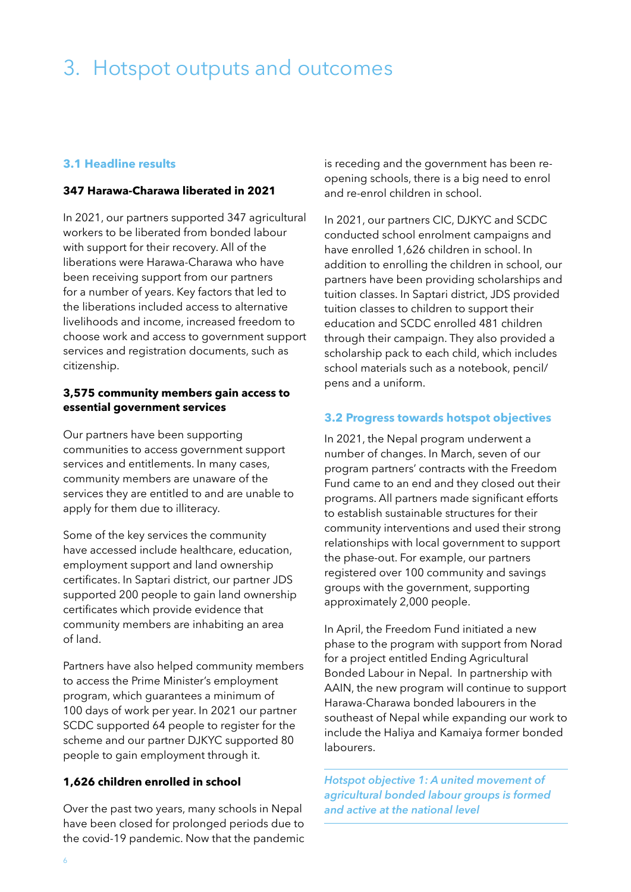# 3. Hotspot outputs and outcomes

## 3.1 Headline results

### 347 Harawa-Charawa liberated in 2021

In 2021, our partners supported 347 agricultural workers to be liberated from bonded labour with support for their recovery. All of the liberations were Harawa-Charawa who have been receiving support from our partners for a number of years. Key factors that led to the liberations included access to alternative livelihoods and income, increased freedom to choose work and access to government support services and registration documents, such as citizenship.

### 3,575 community members gain access to essential government services

Our partners have been supporting communities to access government support services and entitlements. In many cases, community members are unaware of the services they are entitled to and are unable to apply for them due to illiteracy.

Some of the key services the community have accessed include healthcare, education, employment support and land ownership certificates. In Saptari district, our partner JDS supported 200 people to gain land ownership certificates which provide evidence that community members are inhabiting an area of land.

Partners have also helped community members to access the Prime Minister's employment program, which guarantees a minimum of 100 days of work per year. In 2021 our partner SCDC supported 64 people to register for the scheme and our partner DJKYC supported 80 people to gain employment through it.

### 1,626 children enrolled in school

Over the past two years, many schools in Nepal have been closed for prolonged periods due to the covid-19 pandemic. Now that the pandemic is receding and the government has been re-opening schools, there is a big need to enrol and re-enrol children in school.

In 2021, our partners CIC, DJKYC and SCDC conducted school enrolment campaigns and have enrolled 1,626 children in school. In addition to enrolling the children in school, our partners have been providing scholarships and tuition classes. In Saptari district, JDS provided tuition classes to children to support their education and SCDC enrolled 481 children through their campaign. They also provided a scholarship pack to each child, which includes school materials such as a notebook, pencil/pens and a uniform.

## 3.2 Progress towards hotspot objectives

In 2021, the Nepal program underwent a number of changes. In March, seven of our program partners' contracts with the Freedom Fund came to an end and they closed out their programs. All partners made significant efforts to establish sustainable structures for their community interventions and used their strong relationships with local government to support the phase-out. For example, our partners registered over 100 community and savings groups with the government, supporting approximately 2,000 people.

In April, the Freedom Fund initiated a new phase to the program with support from Norad for a project entitled Ending Agricultural Bonded Labour in Nepal. In partnership with AAIN, the new program will continue to support Harawa-Charawa bonded labourers in the southeast of Nepal while expanding our work to include the Haliya and Kamaiya former bonded labourers.

*Hotspot objective 1: A united movement of agricultural bonded labour groups is formed and active at the national level*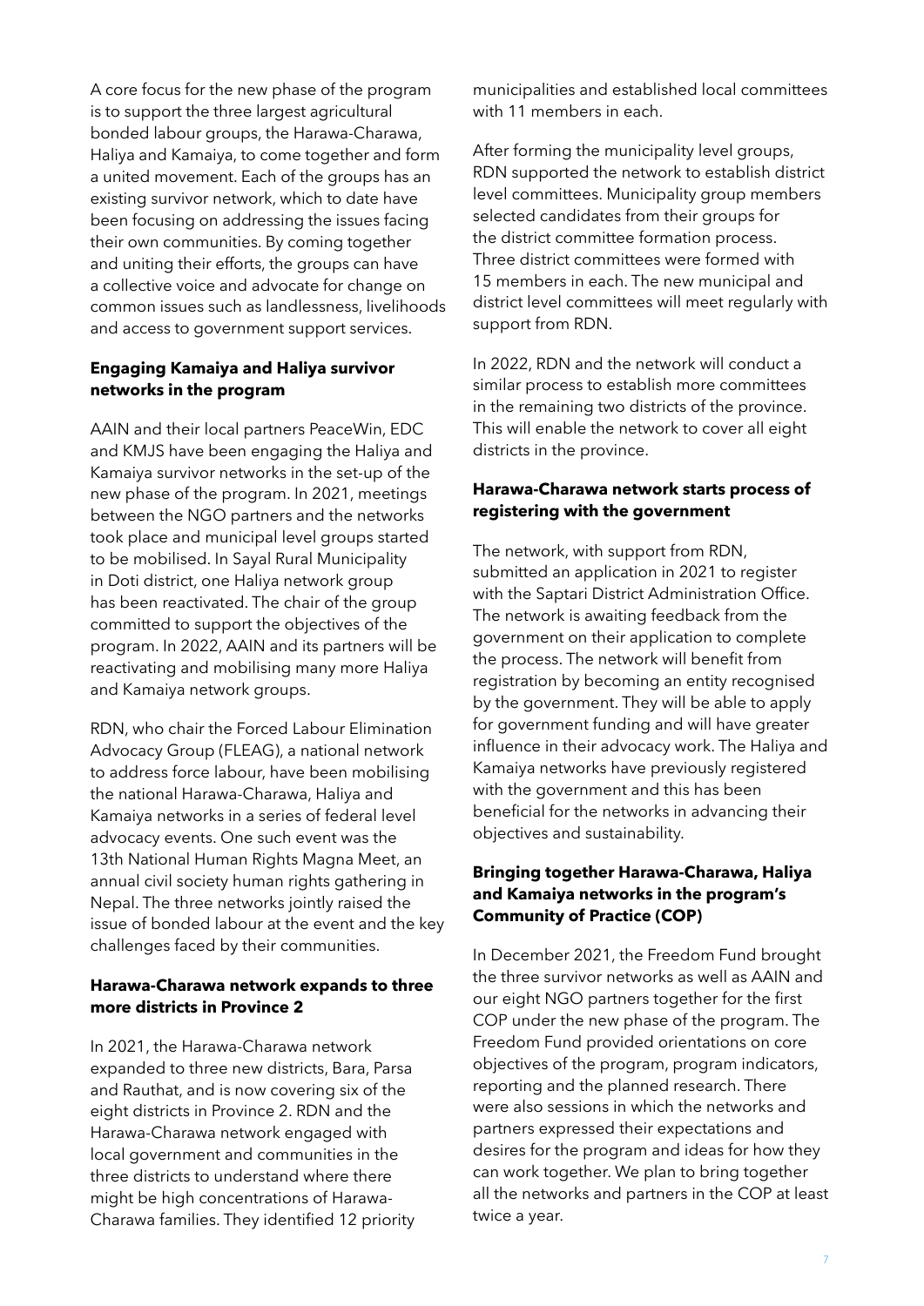A core focus for the new phase of the program is to support the three largest agricultural bonded labour groups, the Harawa-Charawa, Haliya and Kamaiya, to come together and form a united movement. Each of the groups has an existing survivor network, which to date have been focusing on addressing the issues facing their own communities. By coming together and uniting their efforts, the groups can have a collective voice and advocate for change on common issues such as landlessness, livelihoods and access to government support services.

**Engaging Kamaiya and Haliya survivor networks in the program**

AAIN and their local partners PeaceWin, EDC and KMJS have been engaging the Haliya and Kamaiya survivor networks in the set-up of the new phase of the program. In 2021, meetings between the NGO partners and the networks took place and municipal level groups started to be mobilised. In Sayal Rural Municipality in Doti district, one Haliya network group has been reactivated. The chair of the group committed to support the objectives of the program. In 2022, AAIN and its partners will be reactivating and mobilising many more Haliya and Kamaiya network groups.

RDN, who chair the Forced Labour Elimination Advocacy Group (FLEAG), a national network to address force labour, have been mobilising the national Harawa-Charawa, Haliya and Kamaiya networks in a series of federal level advocacy events. One such event was the 13th National Human Rights Magna Meet, an annual civil society human rights gathering in Nepal. The three networks jointly raised the issue of bonded labour at the event and the key challenges faced by their communities.

**Harawa-Charawa network expands to three more districts in Province 2**

In 2021, the Harawa-Charawa network expanded to three new districts, Bara, Parsa and Rauthat, and is now covering six of the eight districts in Province 2. RDN and the Harawa-Charawa network engaged with local government and communities in the three districts to understand where there might be high concentrations of Harawa-Charawa families. They identified 12 priority municipalities and established local committees with 11 members in each.

After forming the municipality level groups, RDN supported the network to establish district level committees. Municipality group members selected candidates from their groups for the district committee formation process. Three district committees were formed with 15 members in each. The new municipal and district level committees will meet regularly with support from RDN.

In 2022, RDN and the network will conduct a similar process to establish more committees in the remaining two districts of the province. This will enable the network to cover all eight districts in the province.

**Harawa-Charawa network starts process of registering with the government**

The network, with support from RDN, submitted an application in 2021 to register with the Saptari District Administration Office. The network is awaiting feedback from the government on their application to complete the process. The network will benefit from registration by becoming an entity recognised by the government. They will be able to apply for government funding and will have greater influence in their advocacy work. The Haliya and Kamaiya networks have previously registered with the government and this has been beneficial for the networks in advancing their objectives and sustainability.

**Bringing together Harawa-Charawa, Haliya and Kamaiya networks in the program's Community of Practice (COP)**

In December 2021, the Freedom Fund brought the three survivor networks as well as AAIN and our eight NGO partners together for the first COP under the new phase of the program. The Freedom Fund provided orientations on core objectives of the program, program indicators, reporting and the planned research. There were also sessions in which the networks and partners expressed their expectations and desires for the program and ideas for how they can work together. We plan to bring together all the networks and partners in the COP at least twice a year.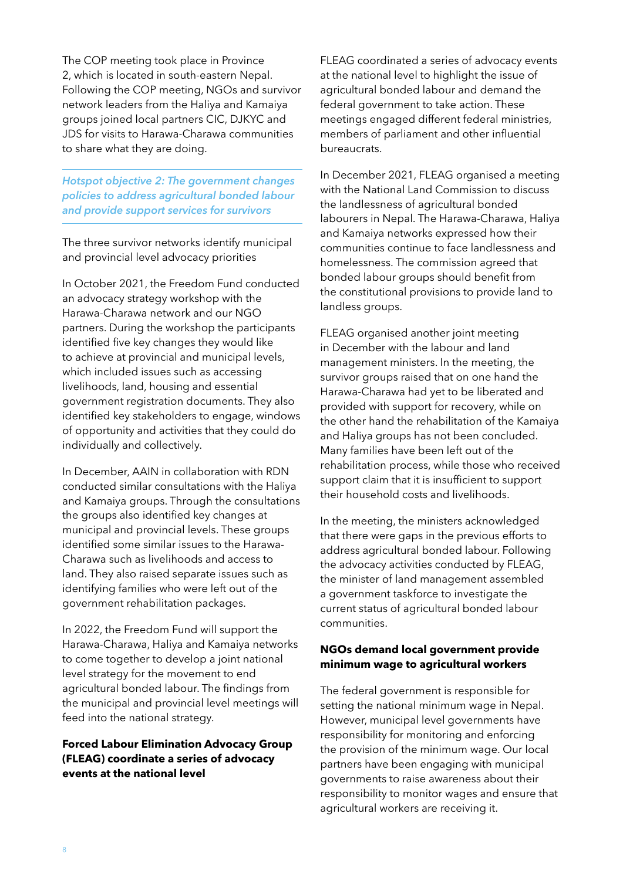The COP meeting took place in Province 2, which is located in south-eastern Nepal. Following the COP meeting, NGOs and survivor network leaders from the Haliya and Kamaiya groups joined local partners CIC, DJKYC and JDS for visits to Harawa-Charawa communities to share what they are doing.

*Hotspot objective 2: The government changes policies to address agricultural bonded labour and provide support services for survivors*

The three survivor networks identify municipal and provincial level advocacy priorities

In October 2021, the Freedom Fund conducted an advocacy strategy workshop with the Harawa-Charawa network and our NGO partners. During the workshop the participants identified five key changes they would like to achieve at provincial and municipal levels, which included issues such as accessing livelihoods, land, housing and essential government registration documents. They also identified key stakeholders to engage, windows of opportunity and activities that they could do individually and collectively.

In December, AAIN in collaboration with RDN conducted similar consultations with the Haliya and Kamaiya groups. Through the consultations the groups also identified key changes at municipal and provincial levels. These groups identified some similar issues to the Harawa-Charawa such as livelihoods and access to land. They also raised separate issues such as identifying families who were left out of the government rehabilitation packages.

In 2022, the Freedom Fund will support the Harawa-Charawa, Haliya and Kamaiya networks to come together to develop a joint national level strategy for the movement to end agricultural bonded labour. The findings from the municipal and provincial level meetings will feed into the national strategy.

**Forced Labour Elimination Advocacy Group (FLEAG) coordinate a series of advocacy events at the national level**

FLEAG coordinated a series of advocacy events at the national level to highlight the issue of agricultural bonded labour and demand the federal government to take action. These meetings engaged different federal ministries, members of parliament and other influential bureaucrats.

In December 2021, FLEAG organised a meeting with the National Land Commission to discuss the landlessness of agricultural bonded labourers in Nepal. The Harawa-Charawa, Haliya and Kamaiya networks expressed how their communities continue to face landlessness and homelessness. The commission agreed that bonded labour groups should benefit from the constitutional provisions to provide land to landless groups.

FLEAG organised another joint meeting in December with the labour and land management ministers. In the meeting, the survivor groups raised that on one hand the Harawa-Charawa had yet to be liberated and provided with support for recovery, while on the other hand the rehabilitation of the Kamaiya and Haliya groups has not been concluded. Many families have been left out of the rehabilitation process, while those who received support claim that it is insufficient to support their household costs and livelihoods.

In the meeting, the ministers acknowledged that there were gaps in the previous efforts to address agricultural bonded labour. Following the advocacy activities conducted by FLEAG, the minister of land management assembled a government taskforce to investigate the current status of agricultural bonded labour communities.

**NGOs demand local government provide minimum wage to agricultural workers**

The federal government is responsible for setting the national minimum wage in Nepal. However, municipal level governments have responsibility for monitoring and enforcing the provision of the minimum wage. Our local partners have been engaging with municipal governments to raise awareness about their responsibility to monitor wages and ensure that agricultural workers are receiving it.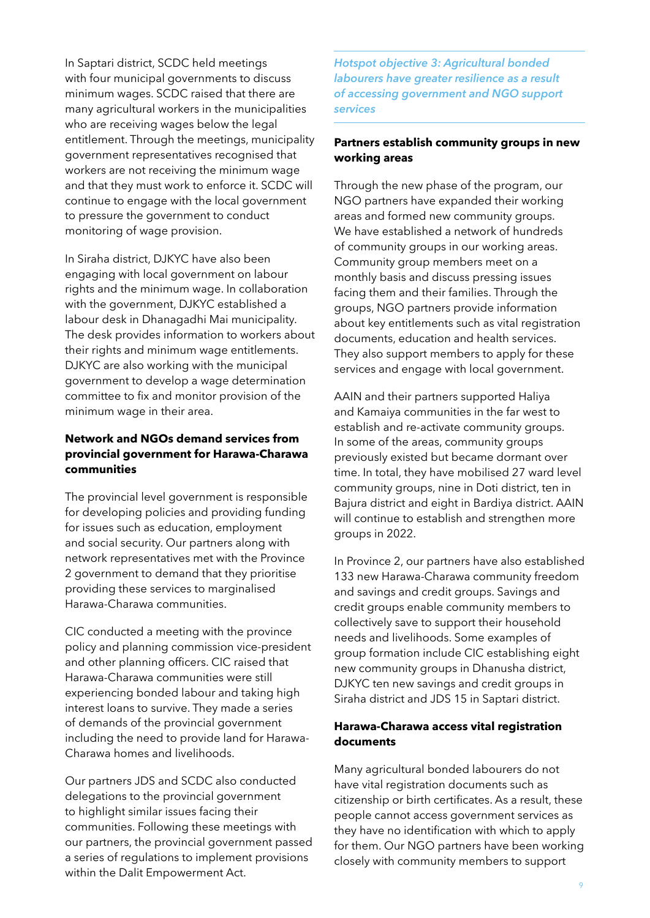In Saptari district, SCDC held meetings with four municipal governments to discuss minimum wages. SCDC raised that there are many agricultural workers in the municipalities who are receiving wages below the legal entitlement. Through the meetings, municipality government representatives recognised that workers are not receiving the minimum wage and that they must work to enforce it. SCDC will continue to engage with the local government to pressure the government to conduct monitoring of wage provision.

In Siraha district, DJKYC have also been engaging with local government on labour rights and the minimum wage. In collaboration with the government, DJKYC established a labour desk in Dhanagadhi Mai municipality. The desk provides information to workers about their rights and minimum wage entitlements. DJKYC are also working with the municipal government to develop a wage determination committee to fix and monitor provision of the minimum wage in their area.

**Network and NGOs demand services from provincial government for Harawa-Charawa communities**

The provincial level government is responsible for developing policies and providing funding for issues such as education, employment and social security. Our partners along with network representatives met with the Province 2 government to demand that they prioritise providing these services to marginalised Harawa-Charawa communities.

CIC conducted a meeting with the province policy and planning commission vice-president and other planning officers. CIC raised that Harawa-Charawa communities were still experiencing bonded labour and taking high interest loans to survive. They made a series of demands of the provincial government including the need to provide land for Harawa-Charawa homes and livelihoods.

Our partners JDS and SCDC also conducted delegations to the provincial government to highlight similar issues facing their communities. Following these meetings with our partners, the provincial government passed a series of regulations to implement provisions within the Dalit Empowerment Act.

*Hotspot objective 3: Agricultural bonded labourers have greater resilience as a result of accessing government and NGO support services*

**Partners establish community groups in new working areas**

Through the new phase of the program, our NGO partners have expanded their working areas and formed new community groups. We have established a network of hundreds of community groups in our working areas. Community group members meet on a monthly basis and discuss pressing issues facing them and their families. Through the groups, NGO partners provide information about key entitlements such as vital registration documents, education and health services. They also support members to apply for these services and engage with local government.

AAIN and their partners supported Haliya and Kamaiya communities in the far west to establish and re-activate community groups. In some of the areas, community groups previously existed but became dormant over time. In total, they have mobilised 27 ward level community groups, nine in Doti district, ten in Bajura district and eight in Bardiya district. AAIN will continue to establish and strengthen more groups in 2022.

In Province 2, our partners have also established 133 new Harawa-Charawa community freedom and savings and credit groups. Savings and credit groups enable community members to collectively save to support their household needs and livelihoods. Some examples of group formation include CIC establishing eight new community groups in Dhanusha district, DJKYC ten new savings and credit groups in Siraha district and JDS 15 in Saptari district.

**Harawa-Charawa access vital registration documents**

Many agricultural bonded labourers do not have vital registration documents such as citizenship or birth certificates. As a result, these people cannot access government services as they have no identification with which to apply for them. Our NGO partners have been working closely with community members to support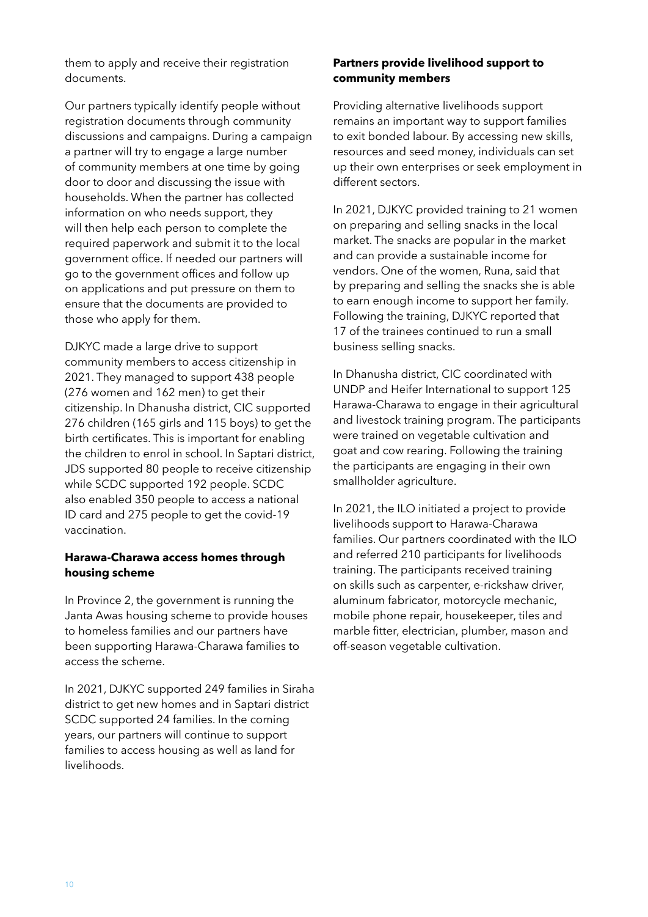them to apply and receive their registration documents.

Our partners typically identify people without registration documents through community discussions and campaigns. During a campaign a partner will try to engage a large number of community members at one time by going door to door and discussing the issue with households. When the partner has collected information on who needs support, they will then help each person to complete the required paperwork and submit it to the local government office. If needed our partners will go to the government offices and follow up on applications and put pressure on them to ensure that the documents are provided to those who apply for them.

DJKYC made a large drive to support community members to access citizenship in 2021. They managed to support 438 people (276 women and 162 men) to get their citizenship. In Dhanusha district, CIC supported 276 children (165 girls and 115 boys) to get the birth certificates. This is important for enabling the children to enrol in school. In Saptari district, JDS supported 80 people to receive citizenship while SCDC supported 192 people. SCDC also enabled 350 people to access a national ID card and 275 people to get the covid-19 vaccination.

**Harawa-Charawa access homes through housing scheme**

In Province 2, the government is running the Janta Awas housing scheme to provide houses to homeless families and our partners have been supporting Harawa-Charawa families to access the scheme.

In 2021, DJKYC supported 249 families in Siraha district to get new homes and in Saptari district SCDC supported 24 families. In the coming years, our partners will continue to support families to access housing as well as land for livelihoods.

**Partners provide livelihood support to community members**

Providing alternative livelihoods support remains an important way to support families to exit bonded labour. By accessing new skills, resources and seed money, individuals can set up their own enterprises or seek employment in different sectors.

In 2021, DJKYC provided training to 21 women on preparing and selling snacks in the local market. The snacks are popular in the market and can provide a sustainable income for vendors. One of the women, Runa, said that by preparing and selling the snacks she is able to earn enough income to support her family. Following the training, DJKYC reported that 17 of the trainees continued to run a small business selling snacks.

In Dhanusha district, CIC coordinated with UNDP and Heifer International to support 125 Harawa-Charawa to engage in their agricultural and livestock training program. The participants were trained on vegetable cultivation and goat and cow rearing. Following the training the participants are engaging in their own smallholder agriculture.

In 2021, the ILO initiated a project to provide livelihoods support to Harawa-Charawa families. Our partners coordinated with the ILO and referred 210 participants for livelihoods training. The participants received training on skills such as carpenter, e-rickshaw driver, aluminum fabricator, motorcycle mechanic, mobile phone repair, housekeeper, tiles and marble fitter, electrician, plumber, mason and off-season vegetable cultivation.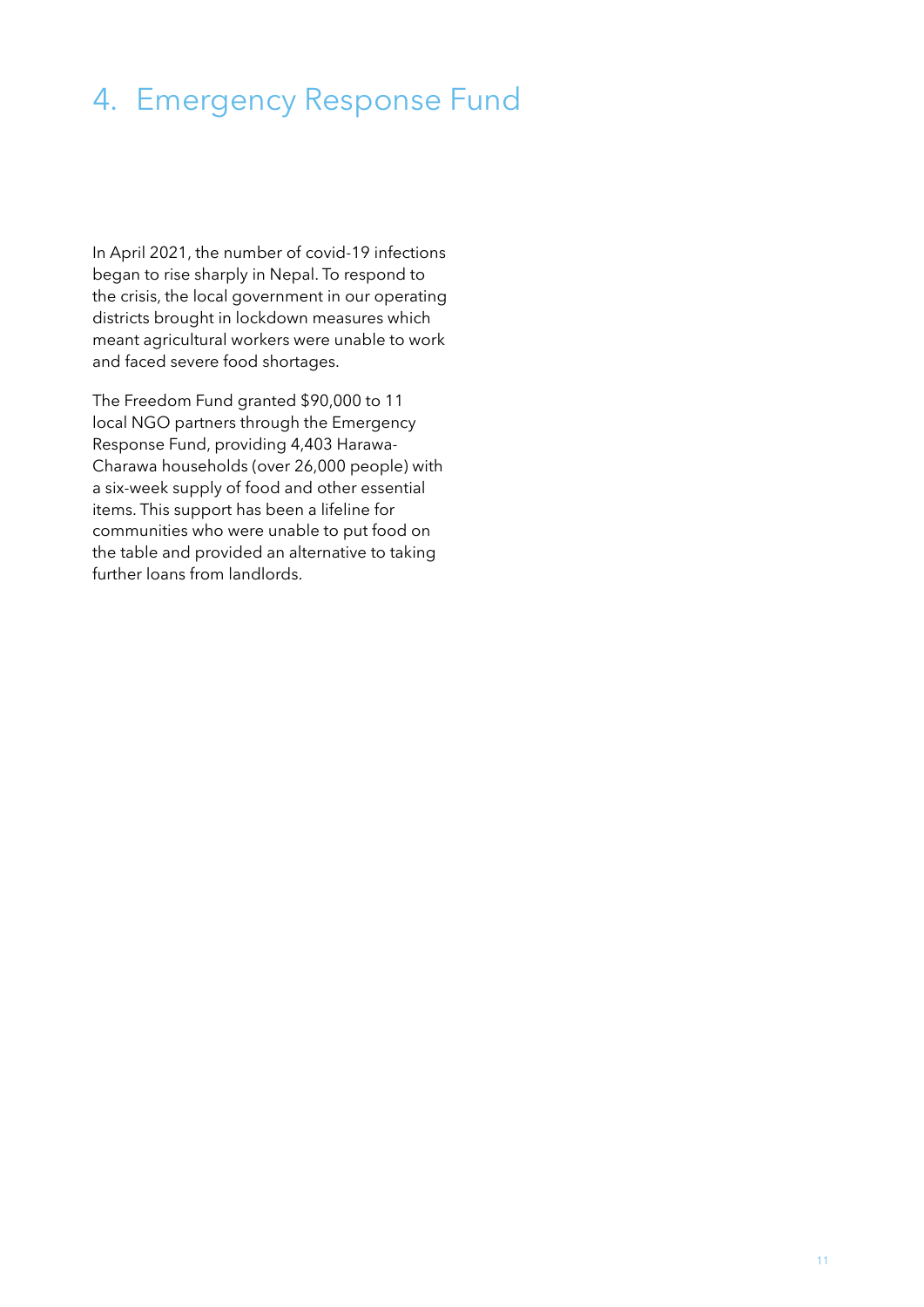# 4. Emergency Response Fund

In April 2021, the number of covid-19 infections began to rise sharply in Nepal. To respond to the crisis, the local government in our operating districts brought in lockdown measures which meant agricultural workers were unable to work and faced severe food shortages.

The Freedom Fund granted $90,000 to 11 local NGO partners through the Emergency Response Fund, providing 4,403 Harawa-Charawa households (over 26,000 people) with a six-week supply of food and other essential items. This support has been a lifeline for communities who were unable to put food on the table and provided an alternative to taking further loans from landlords.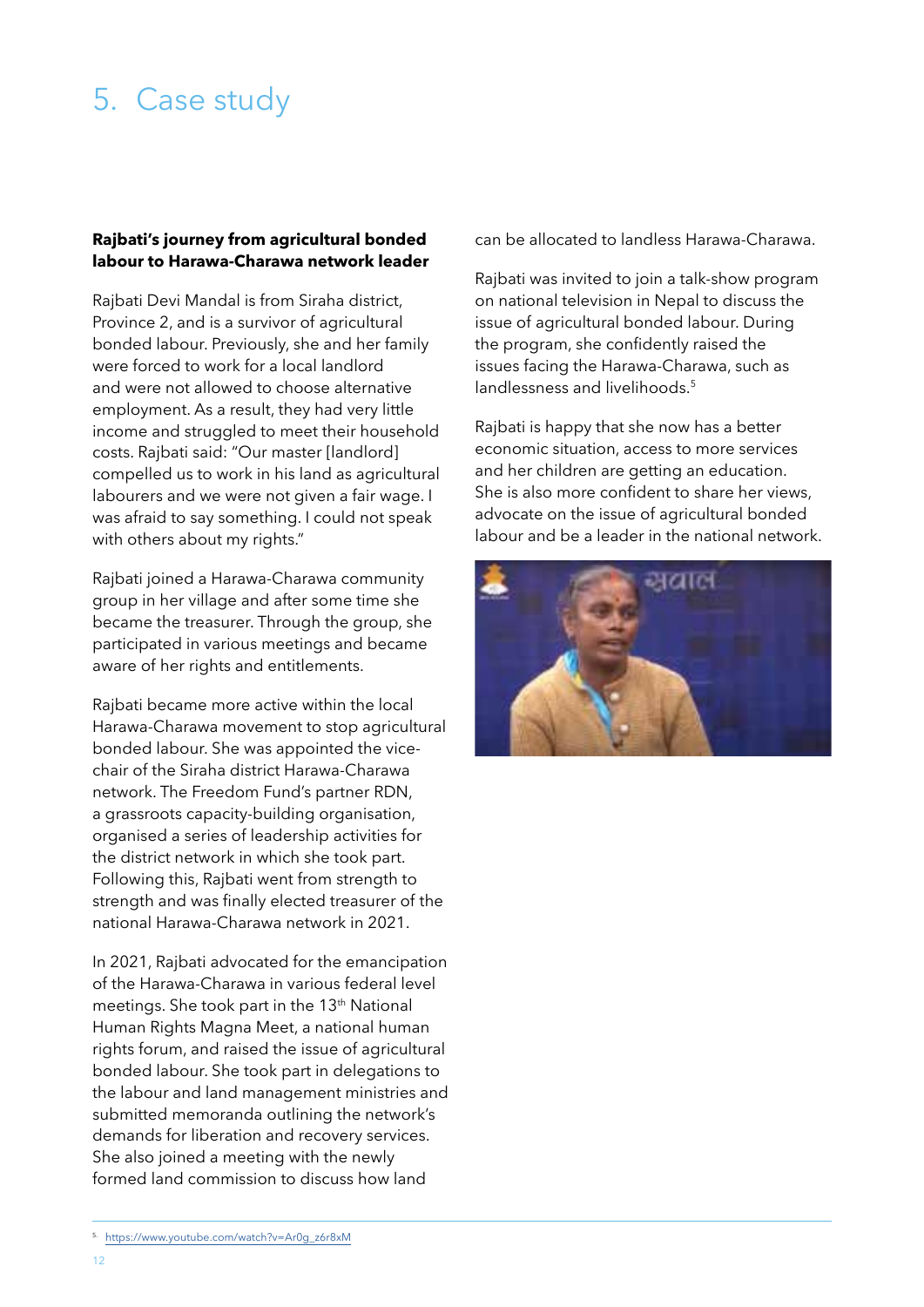# 5. Case study

**Rajbati's journey from agricultural bonded labour to Harawa-Charawa network leader**

Rajbati Devi Mandal is from Siraha district, Province 2, and is a survivor of agricultural bonded labour. Previously, she and her family were forced to work for a local landlord and were not allowed to choose alternative employment. As a result, they had very little income and struggled to meet their household costs. Rajbati said: "Our master [landlord] compelled us to work in his land as agricultural labourers and we were not given a fair wage. I was afraid to say something. I could not speak with others about my rights."

Rajbati joined a Harawa-Charawa community group in her village and after some time she became the treasurer. Through the group, she participated in various meetings and became aware of her rights and entitlements.

Rajbati became more active within the local Harawa-Charawa movement to stop agricultural bonded labour. She was appointed the vice-chair of the Siraha district Harawa-Charawa network. The Freedom Fund's partner RDN, a grassroots capacity-building organisation, organised a series of leadership activities for the district network in which she took part. Following this, Rajbati went from strength to strength and was finally elected treasurer of the national Harawa-Charawa network in 2021.

In 2021, Rajbati advocated for the emancipation of the Harawa-Charawa in various federal level meetings. She took part in the 13th National Human Rights Magna Meet, a national human rights forum, and raised the issue of agricultural bonded labour. She took part in delegations to the labour and land management ministries and submitted memoranda outlining the network's demands for liberation and recovery services. She also joined a meeting with the newly formed land commission to discuss how land can be allocated to landless Harawa-Charawa.

Rajbati was invited to join a talk-show program on national television in Nepal to discuss the issue of agricultural bonded labour. During the program, she confidently raised the issues facing the Harawa-Charawa, such as landlessness and livelihoods.[5]

Rajbati is happy that she now has a better economic situation, access to more services and her children are getting an education. She is also more confident to share her views, advocate on the issue of agricultural bonded labour and be a leader in the national network.

---

[5] https://www.youtube.com/watch?v=Ar0g_z6r8xM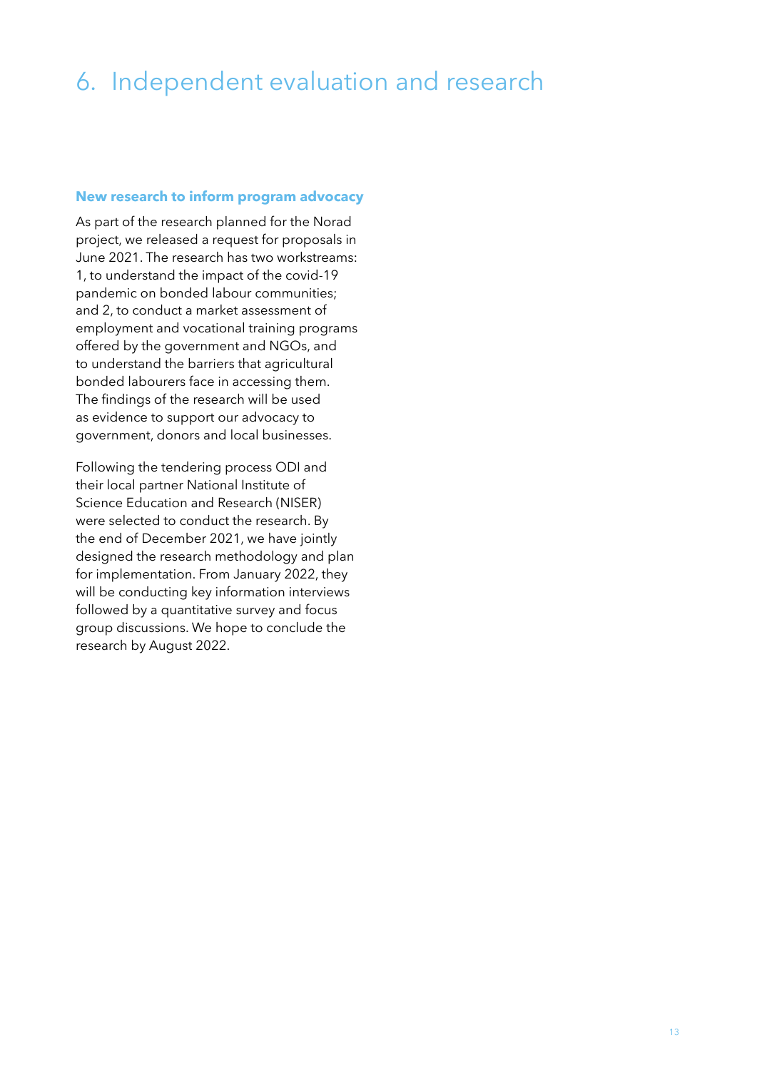# 6. Independent evaluation and research

### New research to inform program advocacy

As part of the research planned for the Norad project, we released a request for proposals in June 2021. The research has two workstreams: 1, to understand the impact of the covid-19 pandemic on bonded labour communities; and 2, to conduct a market assessment of employment and vocational training programs offered by the government and NGOs, and to understand the barriers that agricultural bonded labourers face in accessing them. The findings of the research will be used as evidence to support our advocacy to government, donors and local businesses.

Following the tendering process ODI and their local partner National Institute of Science Education and Research (NISER) were selected to conduct the research. By the end of December 2021, we have jointly designed the research methodology and plan for implementation. From January 2022, they will be conducting key information interviews followed by a quantitative survey and focus group discussions. We hope to conclude the research by August 2022.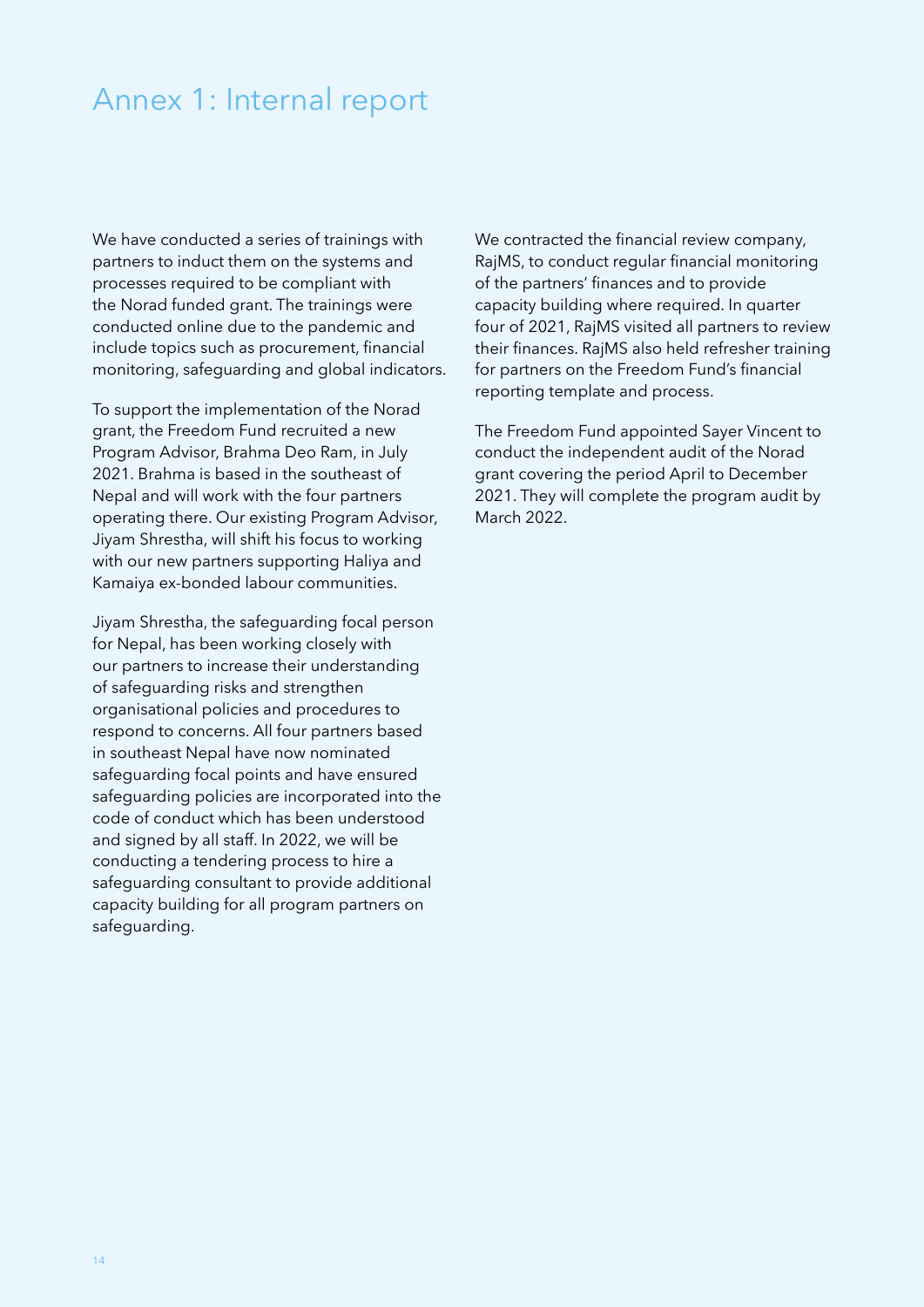# Annex 1: Internal report

We have conducted a series of trainings with partners to induct them on the systems and processes required to be compliant with the Norad funded grant. The trainings were conducted online due to the pandemic and include topics such as procurement, financial monitoring, safeguarding and global indicators.

To support the implementation of the Norad grant, the Freedom Fund recruited a new Program Advisor, Brahma Deo Ram, in July 2021. Brahma is based in the southeast of Nepal and will work with the four partners operating there. Our existing Program Advisor, Jiyam Shrestha, will shift his focus to working with our new partners supporting Haliya and Kamaiya ex-bonded labour communities.

Jiyam Shrestha, the safeguarding focal person for Nepal, has been working closely with our partners to increase their understanding of safeguarding risks and strengthen organisational policies and procedures to respond to concerns. All four partners based in southeast Nepal have now nominated safeguarding focal points and have ensured safeguarding policies are incorporated into the code of conduct which has been understood and signed by all staff. In 2022, we will be conducting a tendering process to hire a safeguarding consultant to provide additional capacity building for all program partners on safeguarding.

We contracted the financial review company, RajMS, to conduct regular financial monitoring of the partners' finances and to provide capacity building where required. In quarter four of 2021, RajMS visited all partners to review their finances. RajMS also held refresher training for partners on the Freedom Fund's financial reporting template and process.

The Freedom Fund appointed Sayer Vincent to conduct the independent audit of the Norad grant covering the period April to December 2021. They will complete the program audit by March 2022.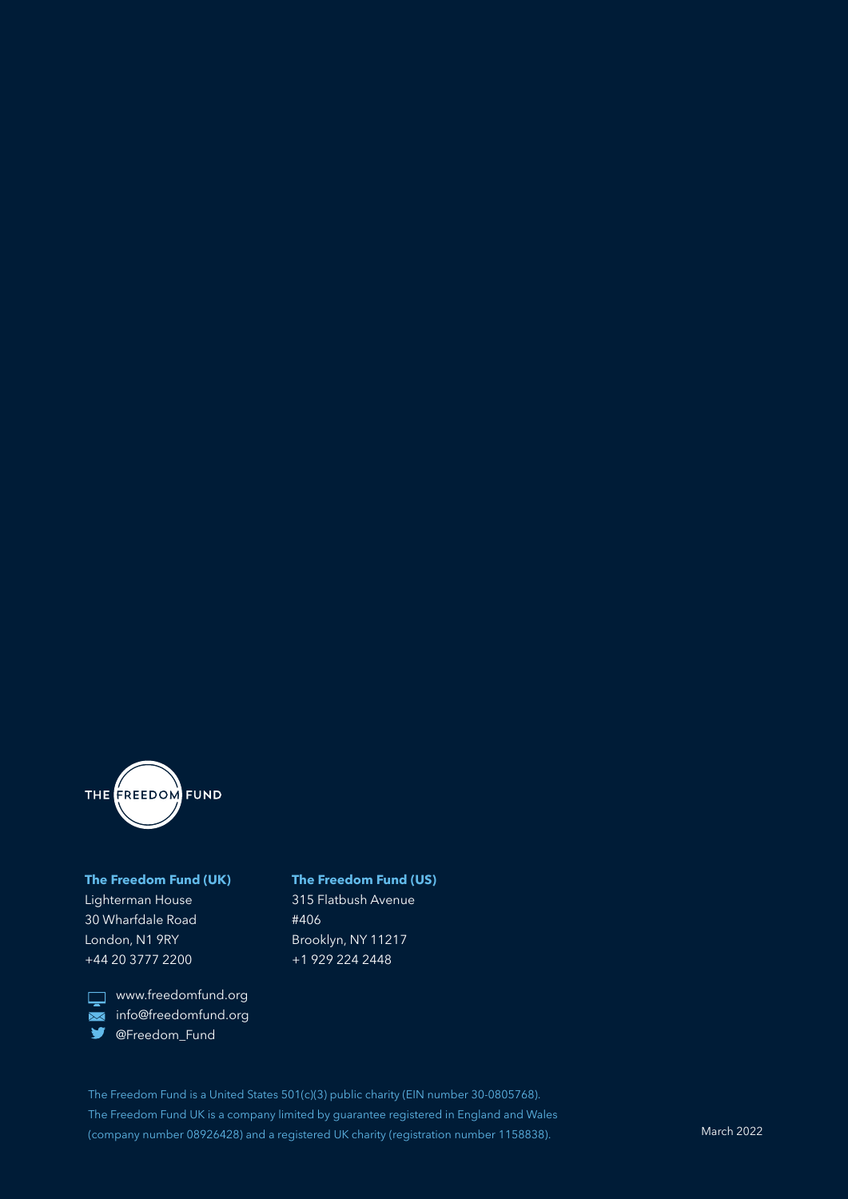THE FREEDOM FUND

**The Freedom Fund (UK)**
Lighterman House
30 Wharfdale Road
London, N1 9RY
+44 20 3777 2200

**The Freedom Fund (US)**
315 Flatbush Avenue
#406
Brooklyn, NY 11217
+1 929 224 2448

www.freedomfund.org
info@freedomfund.org
@Freedom_Fund

The Freedom Fund is a United States 501(c)(3) public charity (EIN number 30-0805768).
The Freedom Fund UK is a company limited by guarantee registered in England and Wales (company number 08926428) and a registered UK charity (registration number 1158838).

March 2022